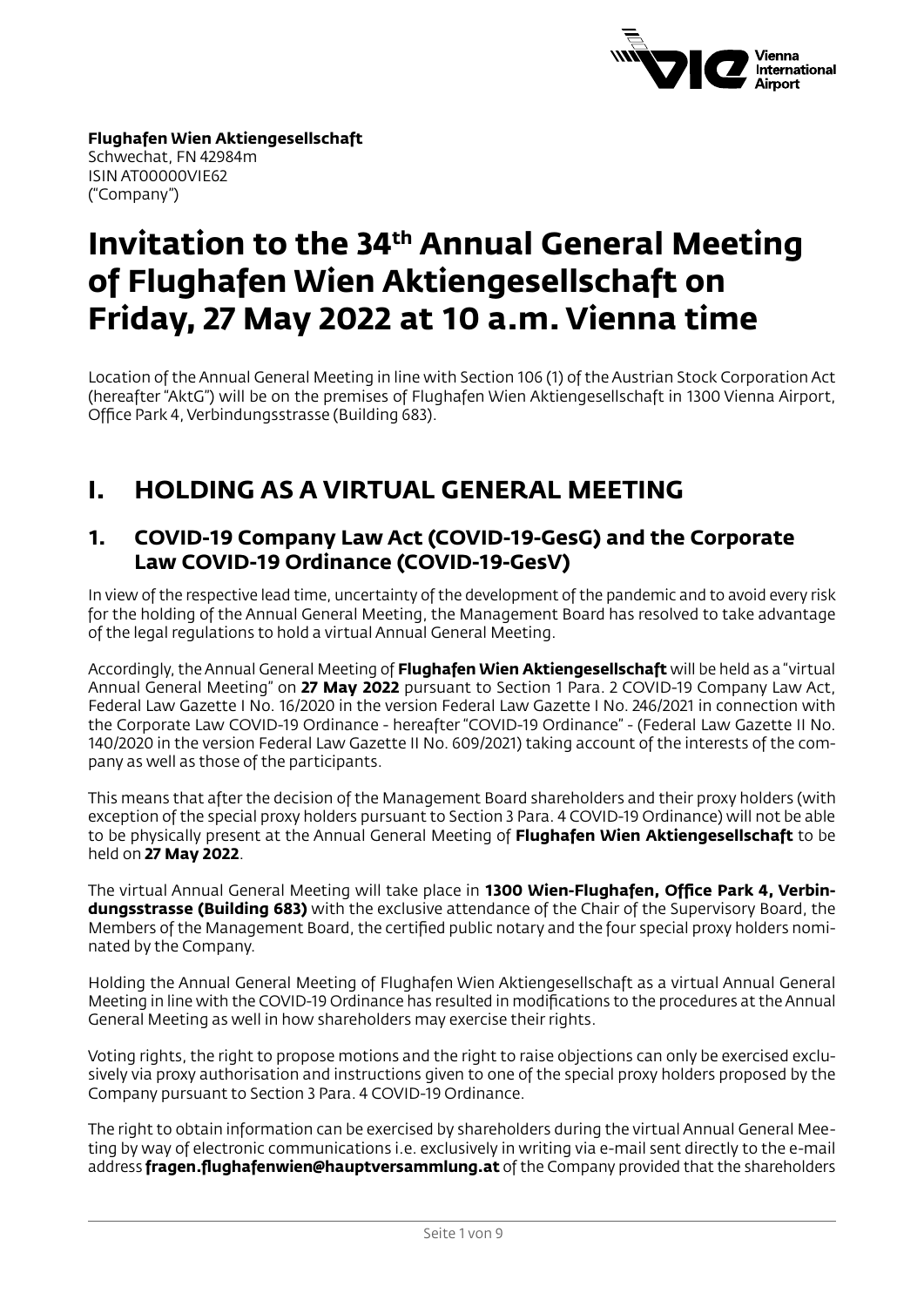**Flughafen Wien Aktiengesellschaft**
Schwechat, FN 42984m
ISIN AT00000VIE62
("Company")

# Invitation to the 34th Annual General Meeting of Flughafen Wien Aktiengesellschaft on Friday, 27 May 2022 at 10 a.m. Vienna time

Location of the Annual General Meeting in line with Section 106 (1) of the Austrian Stock Corporation Act (hereafter "AktG") will be on the premises of Flughafen Wien Aktiengesellschaft in 1300 Vienna Airport, Office Park 4, Verbindungsstrasse (Building 683).

## I. HOLDING AS A VIRTUAL GENERAL MEETING

### 1. COVID-19 Company Law Act (COVID-19-GesG) and the Corporate Law COVID-19 Ordinance (COVID-19-GesV)

In view of the respective lead time, uncertainty of the development of the pandemic and to avoid every risk for the holding of the Annual General Meeting, the Management Board has resolved to take advantage of the legal regulations to hold a virtual Annual General Meeting.

Accordingly, the Annual General Meeting of **Flughafen Wien Aktiengesellschaft** will be held as a "virtual Annual General Meeting" on **27 May 2022** pursuant to Section 1 Para. 2 COVID-19 Company Law Act, Federal Law Gazette I No. 16/2020 in the version Federal Law Gazette I No. 246/2021 in connection with the Corporate Law COVID-19 Ordinance - hereafter "COVID-19 Ordinance" - (Federal Law Gazette II No. 140/2020 in the version Federal Law Gazette II No. 609/2021) taking account of the interests of the company as well as those of the participants.

This means that after the decision of the Management Board shareholders and their proxy holders (with exception of the special proxy holders pursuant to Section 3 Para. 4 COVID-19 Ordinance) will not be able to be physically present at the Annual General Meeting of **Flughafen Wien Aktiengesellschaft** to be held on **27 May 2022**.

The virtual Annual General Meeting will take place in **1300 Wien-Flughafen, Office Park 4, Verbindungsstrasse (Building 683)** with the exclusive attendance of the Chair of the Supervisory Board, the Members of the Management Board, the certified public notary and the four special proxy holders nominated by the Company.

Holding the Annual General Meeting of Flughafen Wien Aktiengesellschaft as a virtual Annual General Meeting in line with the COVID-19 Ordinance has resulted in modifications to the procedures at the Annual General Meeting as well in how shareholders may exercise their rights.

Voting rights, the right to propose motions and the right to raise objections can only be exercised exclusively via proxy authorisation and instructions given to one of the special proxy holders proposed by the Company pursuant to Section 3 Para. 4 COVID-19 Ordinance.

The right to obtain information can be exercised by shareholders during the virtual Annual General Meeting by way of electronic communications i.e. exclusively in writing via e-mail sent directly to the e-mail address **fragen.flughafenwien@hauptversammlung.at** of the Company provided that the shareholders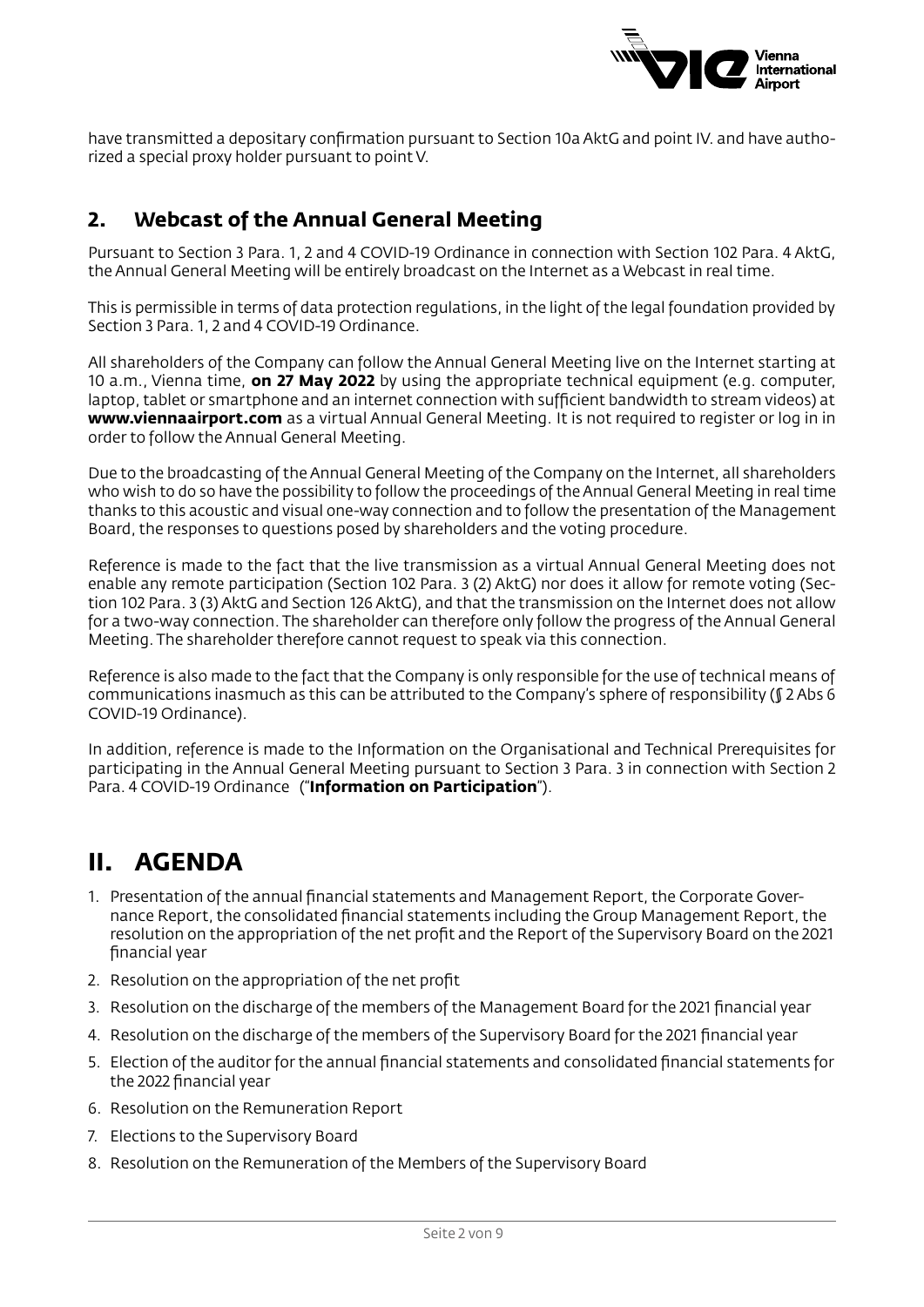have transmitted a depositary confirmation pursuant to Section 10a AktG and point IV. and have authorized a special proxy holder pursuant to point V.

## 2. Webcast of the Annual General Meeting

Pursuant to Section 3 Para. 1, 2 and 4 COVID-19 Ordinance in connection with Section 102 Para. 4 AktG, the Annual General Meeting will be entirely broadcast on the Internet as a Webcast in real time.

This is permissible in terms of data protection regulations, in the light of the legal foundation provided by Section 3 Para. 1, 2 and 4 COVID-19 Ordinance.

All shareholders of the Company can follow the Annual General Meeting live on the Internet starting at 10 a.m., Vienna time, **on 27 May 2022** by using the appropriate technical equipment (e.g. computer, laptop, tablet or smartphone and an internet connection with sufficient bandwidth to stream videos) at **www.viennaairport.com** as a virtual Annual General Meeting. It is not required to register or log in in order to follow the Annual General Meeting.

Due to the broadcasting of the Annual General Meeting of the Company on the Internet, all shareholders who wish to do so have the possibility to follow the proceedings of the Annual General Meeting in real time thanks to this acoustic and visual one-way connection and to follow the presentation of the Management Board, the responses to questions posed by shareholders and the voting procedure.

Reference is made to the fact that the live transmission as a virtual Annual General Meeting does not enable any remote participation (Section 102 Para. 3 (2) AktG) nor does it allow for remote voting (Section 102 Para. 3 (3) AktG and Section 126 AktG), and that the transmission on the Internet does not allow for a two-way connection. The shareholder can therefore only follow the progress of the Annual General Meeting. The shareholder therefore cannot request to speak via this connection.

Reference is also made to the fact that the Company is only responsible for the use of technical means of communications inasmuch as this can be attributed to the Company's sphere of responsibility (§ 2 Abs 6 COVID-19 Ordinance).

In addition, reference is made to the Information on the Organisational and Technical Prerequisites for participating in the Annual General Meeting pursuant to Section 3 Para. 3 in connection with Section 2 Para. 4 COVID-19 Ordinance ("**Information on Participation**").

# II. AGENDA

1. Presentation of the annual financial statements and Management Report, the Corporate Governance Report, the consolidated financial statements including the Group Management Report, the resolution on the appropriation of the net profit and the Report of the Supervisory Board on the 2021 financial year
2. Resolution on the appropriation of the net profit
3. Resolution on the discharge of the members of the Management Board for the 2021 financial year
4. Resolution on the discharge of the members of the Supervisory Board for the 2021 financial year
5. Election of the auditor for the annual financial statements and consolidated financial statements for the 2022 financial year
6. Resolution on the Remuneration Report
7. Elections to the Supervisory Board
8. Resolution on the Remuneration of the Members of the Supervisory Board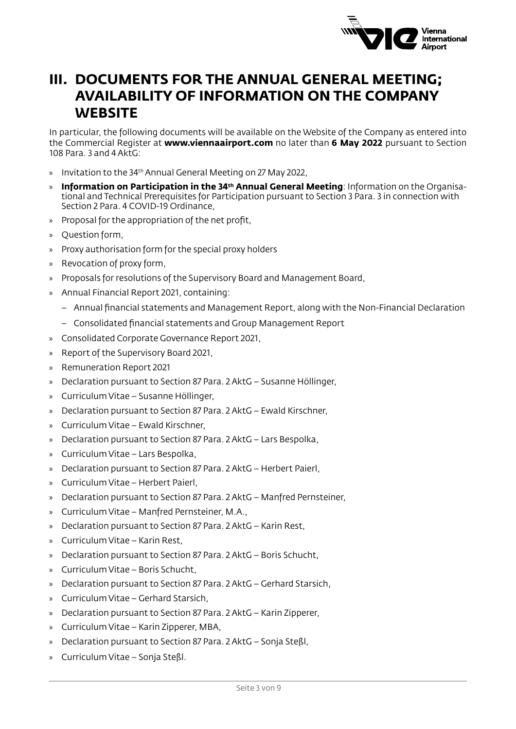# III. DOCUMENTS FOR THE ANNUAL GENERAL MEETING; AVAILABILITY OF INFORMATION ON THE COMPANY WEBSITE

In particular, the following documents will be available on the Website of the Company as entered into the Commercial Register at **www.viennaairport.com** no later than **6 May 2022** pursuant to Section 108 Para. 3 and 4 AktG:

- Invitation to the 34th Annual General Meeting on 27 May 2022,
- **Information on Participation in the 34th Annual General Meeting**: Information on the Organisational and Technical Prerequisites for Participation pursuant to Section 3 Para. 3 in connection with Section 2 Para. 4 COVID-19 Ordinance,
- Proposal for the appropriation of the net profit,
- Question form,
- Proxy authorisation form for the special proxy holders
- Revocation of proxy form,
- Proposals for resolutions of the Supervisory Board and Management Board,
- Annual Financial Report 2021, containing:
  - Annual financial statements and Management Report, along with the Non-Financial Declaration
  - Consolidated financial statements and Group Management Report
- Consolidated Corporate Governance Report 2021,
- Report of the Supervisory Board 2021,
- Remuneration Report 2021
- Declaration pursuant to Section 87 Para. 2 AktG – Susanne Höllinger,
- Curriculum Vitae – Susanne Höllinger,
- Declaration pursuant to Section 87 Para. 2 AktG – Ewald Kirschner,
- Curriculum Vitae – Ewald Kirschner,
- Declaration pursuant to Section 87 Para. 2 AktG – Lars Bespolka,
- Curriculum Vitae – Lars Bespolka,
- Declaration pursuant to Section 87 Para. 2 AktG – Herbert Paierl,
- Curriculum Vitae – Herbert Paierl,
- Declaration pursuant to Section 87 Para. 2 AktG – Manfred Pernsteiner,
- Curriculum Vitae – Manfred Pernsteiner, M.A.,
- Declaration pursuant to Section 87 Para. 2 AktG – Karin Rest,
- Curriculum Vitae – Karin Rest,
- Declaration pursuant to Section 87 Para. 2 AktG – Boris Schucht,
- Curriculum Vitae – Boris Schucht,
- Declaration pursuant to Section 87 Para. 2 AktG – Gerhard Starsich,
- Curriculum Vitae – Gerhard Starsich,
- Declaration pursuant to Section 87 Para. 2 AktG – Karin Zipperer,
- Curriculum Vitae – Karin Zipperer, MBA,
- Declaration pursuant to Section 87 Para. 2 AktG – Sonja Steßl,
- Curriculum Vitae – Sonja Steßl.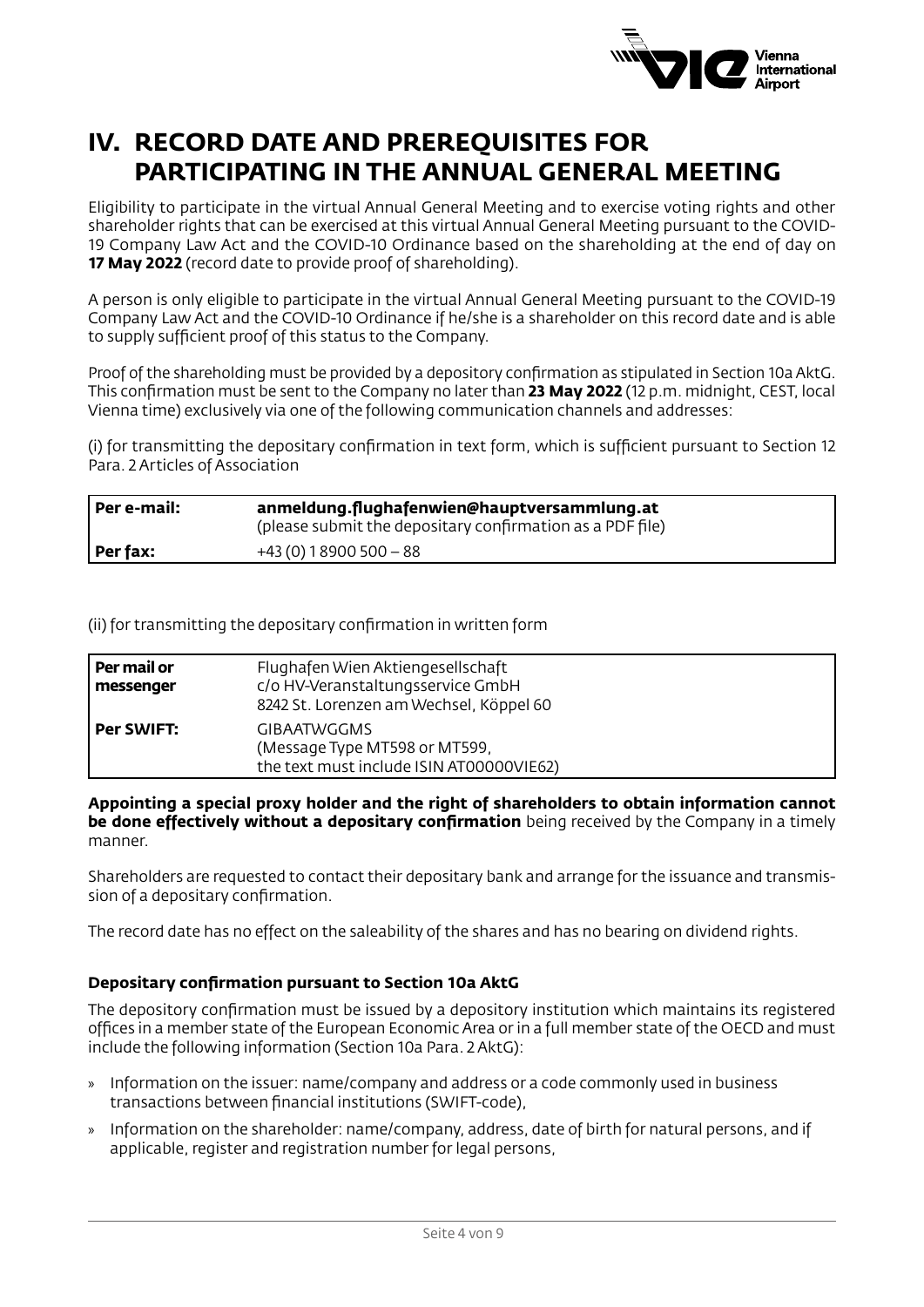# IV. RECORD DATE AND PREREQUISITES FOR PARTICIPATING IN THE ANNUAL GENERAL MEETING

Eligibility to participate in the virtual Annual General Meeting and to exercise voting rights and other shareholder rights that can be exercised at this virtual Annual General Meeting pursuant to the COVID-19 Company Law Act and the COVID-10 Ordinance based on the shareholding at the end of day on **17 May 2022** (record date to provide proof of shareholding).

A person is only eligible to participate in the virtual Annual General Meeting pursuant to the COVID-19 Company Law Act and the COVID-10 Ordinance if he/she is a shareholder on this record date and is able to supply sufficient proof of this status to the Company.

Proof of the shareholding must be provided by a depository confirmation as stipulated in Section 10a AktG. This confirmation must be sent to the Company no later than **23 May 2022** (12 p.m. midnight, CEST, local Vienna time) exclusively via one of the following communication channels and addresses:

(i) for transmitting the depositary confirmation in text form, which is sufficient pursuant to Section 12 Para. 2 Articles of Association

| | |
|---|---|
| **Per e-mail:** | **anmeldung.flughafenwien@hauptversammlung.at** (please submit the depositary confirmation as a PDF file) |
| **Per fax:** | +43 (0) 1 8900 500 – 88 |

(ii) for transmitting the depositary confirmation in written form

| | |
|---|---|
| **Per mail or messenger** | Flughafen Wien Aktiengesellschaft c/o HV-Veranstaltungsservice GmbH 8242 St. Lorenzen am Wechsel, Köppel 60 |
| **Per SWIFT:** | GIBAATWGGMS (Message Type MT598 or MT599, the text must include ISIN AT00000VIE62) |

**Appointing a special proxy holder and the right of shareholders to obtain information cannot be done effectively without a depositary confirmation** being received by the Company in a timely manner.

Shareholders are requested to contact their depositary bank and arrange for the issuance and transmission of a depositary confirmation.

The record date has no effect on the saleability of the shares and has no bearing on dividend rights.

### Depositary confirmation pursuant to Section 10a AktG

The depository confirmation must be issued by a depository institution which maintains its registered offices in a member state of the European Economic Area or in a full member state of the OECD and must include the following information (Section 10a Para. 2 AktG):

» Information on the issuer: name/company and address or a code commonly used in business transactions between financial institutions (SWIFT-code),

» Information on the shareholder: name/company, address, date of birth for natural persons, and if applicable, register and registration number for legal persons,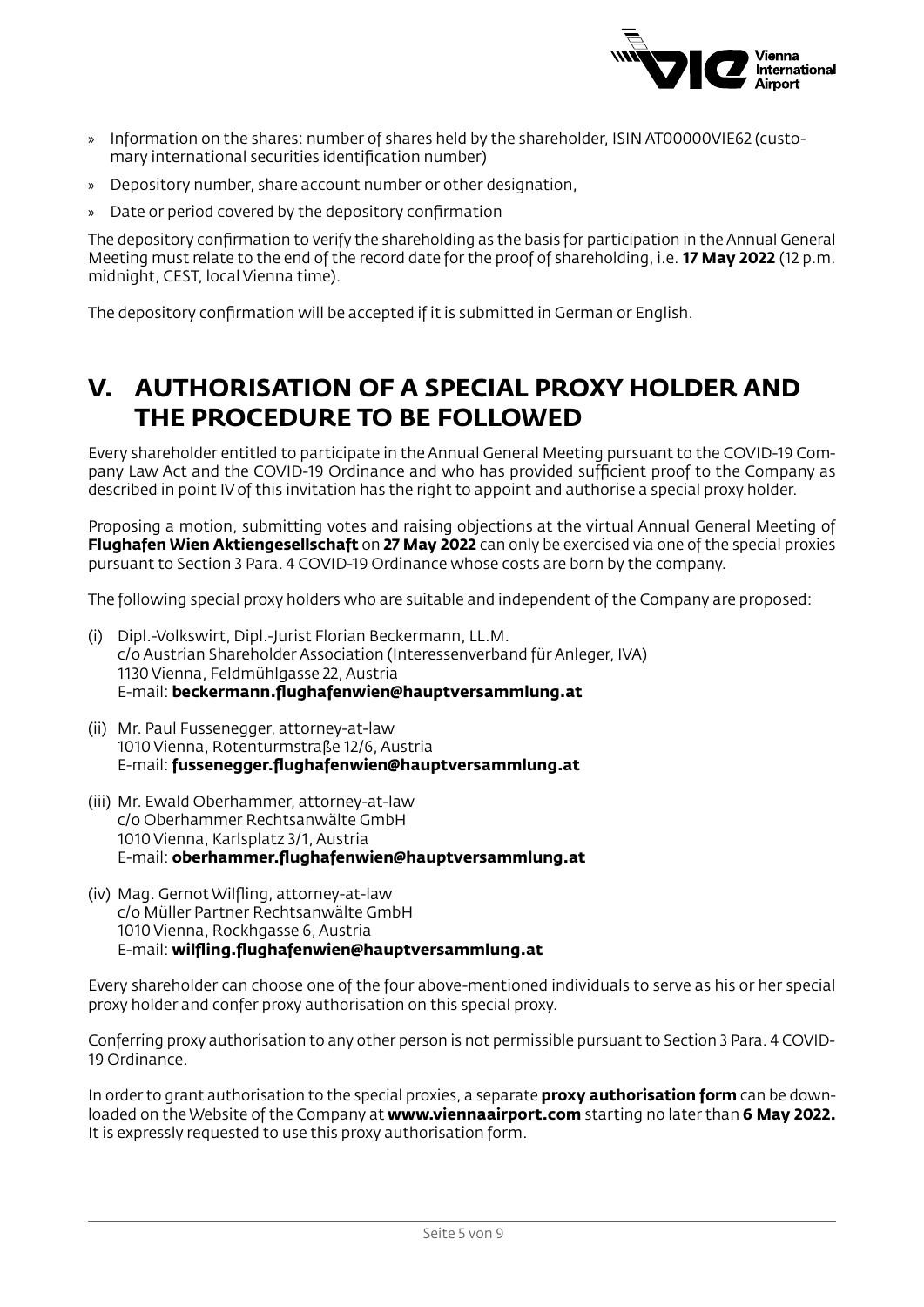- Information on the shares: number of shares held by the shareholder, ISIN AT00000VIE62 (customary international securities identification number)
- Depository number, share account number or other designation,
- Date or period covered by the depository confirmation

The depository confirmation to verify the shareholding as the basis for participation in the Annual General Meeting must relate to the end of the record date for the proof of shareholding, i.e. **17 May 2022** (12 p.m. midnight, CEST, local Vienna time).

The depository confirmation will be accepted if it is submitted in German or English.

## V. AUTHORISATION OF A SPECIAL PROXY HOLDER AND THE PROCEDURE TO BE FOLLOWED

Every shareholder entitled to participate in the Annual General Meeting pursuant to the COVID-19 Company Law Act and the COVID-19 Ordinance and who has provided sufficient proof to the Company as described in point IV of this invitation has the right to appoint and authorise a special proxy holder.

Proposing a motion, submitting votes and raising objections at the virtual Annual General Meeting of **Flughafen Wien Aktiengesellschaft** on **27 May 2022** can only be exercised via one of the special proxies pursuant to Section 3 Para. 4 COVID-19 Ordinance whose costs are born by the company.

The following special proxy holders who are suitable and independent of the Company are proposed:

(i) Dipl.-Volkswirt, Dipl.-Jurist Florian Beckermann, LL.M.  
c/o Austrian Shareholder Association (Interessenverband für Anleger, IVA)  
1130 Vienna, Feldmühlgasse 22, Austria  
E-mail: **beckermann.flughafenwien@hauptversammlung.at**

(ii) Mr. Paul Fussenegger, attorney-at-law  
1010 Vienna, Rotenturmstraße 12/6, Austria  
E-mail: **fussenegger.flughafenwien@hauptversammlung.at**

(iii) Mr. Ewald Oberhammer, attorney-at-law  
c/o Oberhammer Rechtsanwälte GmbH  
1010 Vienna, Karlsplatz 3/1, Austria  
E-mail: **oberhammer.flughafenwien@hauptversammlung.at**

(iv) Mag. Gernot Wilfling, attorney-at-law  
c/o Müller Partner Rechtsanwälte GmbH  
1010 Vienna, Rockhgasse 6, Austria  
E-mail: **wilfling.flughafenwien@hauptversammlung.at**

Every shareholder can choose one of the four above-mentioned individuals to serve as his or her special proxy holder and confer proxy authorisation on this special proxy.

Conferring proxy authorisation to any other person is not permissible pursuant to Section 3 Para. 4 COVID-19 Ordinance.

In order to grant authorisation to the special proxies, a separate **proxy authorisation form** can be downloaded on the Website of the Company at **www.viennaairport.com** starting no later than **6 May 2022.** It is expressly requested to use this proxy authorisation form.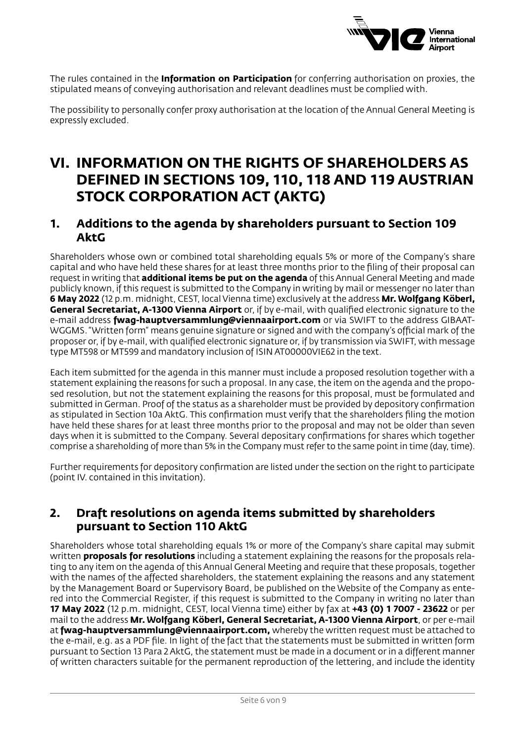The rules contained in the **Information on Participation** for conferring authorisation on proxies, the stipulated means of conveying authorisation and relevant deadlines must be complied with.

The possibility to personally confer proxy authorisation at the location of the Annual General Meeting is expressly excluded.

# VI. INFORMATION ON THE RIGHTS OF SHAREHOLDERS AS DEFINED IN SECTIONS 109, 110, 118 AND 119 AUSTRIAN STOCK CORPORATION ACT (AKTG)

## 1. Additions to the agenda by shareholders pursuant to Section 109 AktG

Shareholders whose own or combined total shareholding equals 5% or more of the Company's share capital and who have held these shares for at least three months prior to the filing of their proposal can request in writing that **additional items be put on the agenda** of this Annual General Meeting and made publicly known, if this request is submitted to the Company in writing by mail or messenger no later than **6 May 2022** (12 p.m. midnight, CEST, local Vienna time) exclusively at the address **Mr. Wolfgang Köberl, General Secretariat, A-1300 Vienna Airport** or, if by e-mail, with qualified electronic signature to the e-mail address **fwag-hauptversammlung@viennaairport.com** or via SWIFT to the address GIBAATWGGMS. "Written form" means genuine signature or signed and with the company's official mark of the proposer or, if by e-mail, with qualified electronic signature or, if by transmission via SWIFT, with message type MT598 or MT599 and mandatory inclusion of ISIN AT00000VIE62 in the text.

Each item submitted for the agenda in this manner must include a proposed resolution together with a statement explaining the reasons for such a proposal. In any case, the item on the agenda and the proposed resolution, but not the statement explaining the reasons for this proposal, must be formulated and submitted in German. Proof of the status as a shareholder must be provided by depository confirmation as stipulated in Section 10a AktG. This confirmation must verify that the shareholders filing the motion have held these shares for at least three months prior to the proposal and may not be older than seven days when it is submitted to the Company. Several depositary confirmations for shares which together comprise a shareholding of more than 5% in the Company must refer to the same point in time (day, time).

Further requirements for depository confirmation are listed under the section on the right to participate (point IV. contained in this invitation).

## 2. Draft resolutions on agenda items submitted by shareholders pursuant to Section 110 AktG

Shareholders whose total shareholding equals 1% or more of the Company's share capital may submit written **proposals for resolutions** including a statement explaining the reasons for the proposals relating to any item on the agenda of this Annual General Meeting and require that these proposals, together with the names of the affected shareholders, the statement explaining the reasons and any statement by the Management Board or Supervisory Board, be published on the Website of the Company as entered into the Commercial Register, if this request is submitted to the Company in writing no later than **17 May 2022** (12 p.m. midnight, CEST, local Vienna time) either by fax at **+43 (0) 1 7007 - 23622** or per mail to the address **Mr. Wolfgang Köberl, General Secretariat, A-1300 Vienna Airport**, or per e-mail at **fwag-hauptversammlung@viennaairport.com,** whereby the written request must be attached to the e-mail, e.g. as a PDF file. In light of the fact that the statements must be submitted in written form pursuant to Section 13 Para 2 AktG, the statement must be made in a document or in a different manner of written characters suitable for the permanent reproduction of the lettering, and include the identity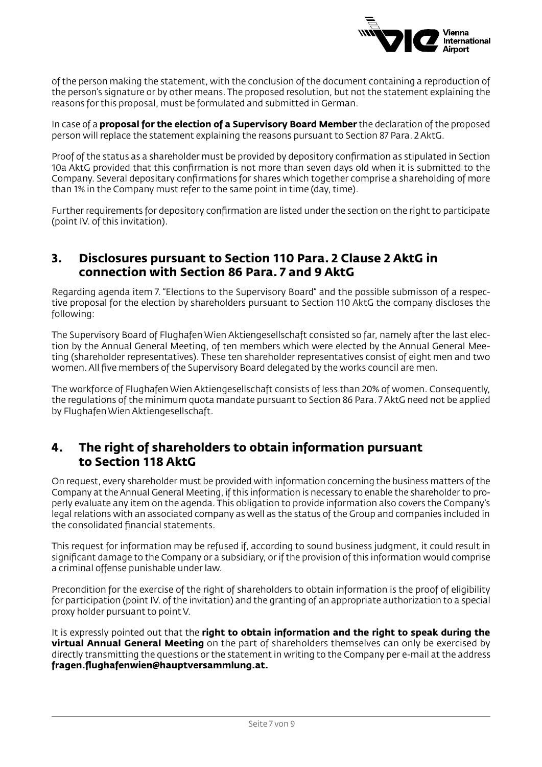of the person making the statement, with the conclusion of the document containing a reproduction of the person's signature or by other means. The proposed resolution, but not the statement explaining the reasons for this proposal, must be formulated and submitted in German.

In case of a **proposal for the election of a Supervisory Board Member** the declaration of the proposed person will replace the statement explaining the reasons pursuant to Section 87 Para. 2 AktG.

Proof of the status as a shareholder must be provided by depository confirmation as stipulated in Section 10a AktG provided that this confirmation is not more than seven days old when it is submitted to the Company. Several depositary confirmations for shares which together comprise a shareholding of more than 1% in the Company must refer to the same point in time (day, time).

Further requirements for depository confirmation are listed under the section on the right to participate (point IV. of this invitation).

## 3. Disclosures pursuant to Section 110 Para. 2 Clause 2 AktG in connection with Section 86 Para. 7 and 9 AktG

Regarding agenda item 7. "Elections to the Supervisory Board" and the possible submisson of a respective proposal for the election by shareholders pursuant to Section 110 AktG the company discloses the following:

The Supervisory Board of Flughafen Wien Aktiengesellschaft consisted so far, namely after the last election by the Annual General Meeting, of ten members which were elected by the Annual General Meeting (shareholder representatives). These ten shareholder representatives consist of eight men and two women. All five members of the Supervisory Board delegated by the works council are men.

The workforce of Flughafen Wien Aktiengesellschaft consists of less than 20% of women. Consequently, the regulations of the minimum quota mandate pursuant to Section 86 Para. 7 AktG need not be applied by Flughafen Wien Aktiengesellschaft.

## 4. The right of shareholders to obtain information pursuant to Section 118 AktG

On request, every shareholder must be provided with information concerning the business matters of the Company at the Annual General Meeting, if this information is necessary to enable the shareholder to properly evaluate any item on the agenda. This obligation to provide information also covers the Company's legal relations with an associated company as well as the status of the Group and companies included in the consolidated financial statements.

This request for information may be refused if, according to sound business judgment, it could result in significant damage to the Company or a subsidiary, or if the provision of this information would comprise a criminal offense punishable under law.

Precondition for the exercise of the right of shareholders to obtain information is the proof of eligibility for participation (point IV. of the invitation) and the granting of an appropriate authorization to a special proxy holder pursuant to point V.

It is expressly pointed out that the **right to obtain information and the right to speak during the virtual Annual General Meeting** on the part of shareholders themselves can only be exercised by directly transmitting the questions or the statement in writing to the Company per e-mail at the address **fragen.flughafenwien@hauptversammlung.at.**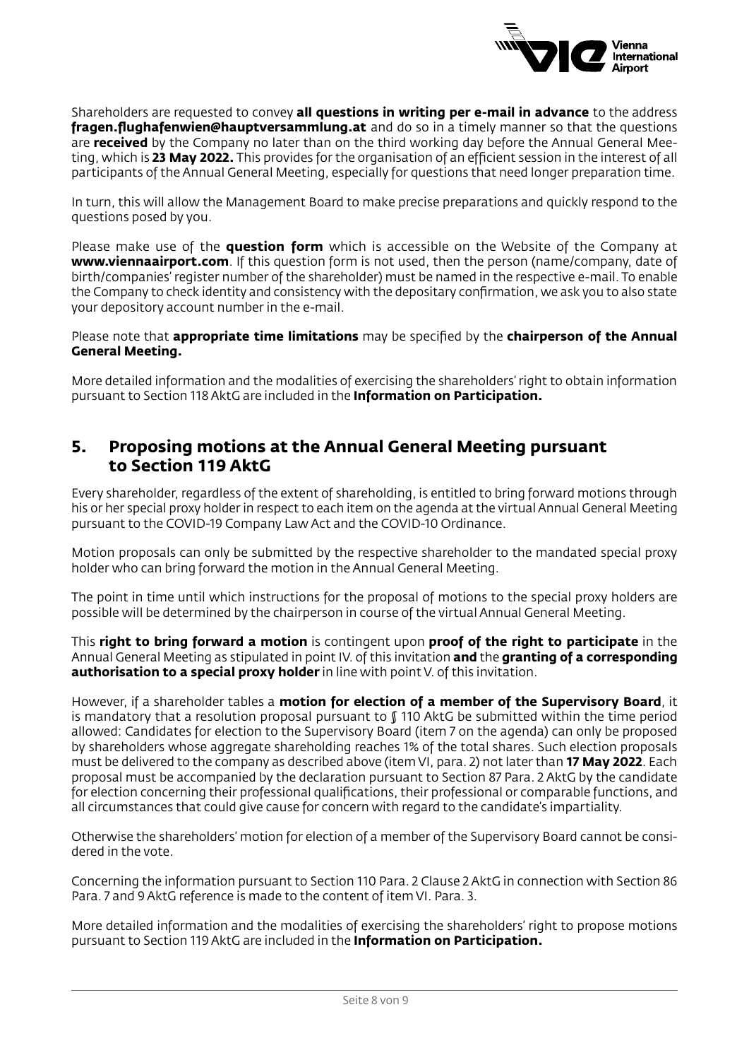Shareholders are requested to convey **all questions in writing per e-mail in advance** to the address **fragen.flughafenwien@hauptversammlung.at** and do so in a timely manner so that the questions are **received** by the Company no later than on the third working day before the Annual General Meeting, which is **23 May 2022.** This provides for the organisation of an efficient session in the interest of all participants of the Annual General Meeting, especially for questions that need longer preparation time.

In turn, this will allow the Management Board to make precise preparations and quickly respond to the questions posed by you.

Please make use of the **question form** which is accessible on the Website of the Company at **www.viennaairport.com**. If this question form is not used, then the person (name/company, date of birth/companies' register number of the shareholder) must be named in the respective e-mail. To enable the Company to check identity and consistency with the depositary confirmation, we ask you to also state your depository account number in the e-mail.

Please note that **appropriate time limitations** may be specified by the **chairperson of the Annual General Meeting.**

More detailed information and the modalities of exercising the shareholders' right to obtain information pursuant to Section 118 AktG are included in the **Information on Participation.**

## 5. Proposing motions at the Annual General Meeting pursuant to Section 119 AktG

Every shareholder, regardless of the extent of shareholding, is entitled to bring forward motions through his or her special proxy holder in respect to each item on the agenda at the virtual Annual General Meeting pursuant to the COVID-19 Company Law Act and the COVID-10 Ordinance.

Motion proposals can only be submitted by the respective shareholder to the mandated special proxy holder who can bring forward the motion in the Annual General Meeting.

The point in time until which instructions for the proposal of motions to the special proxy holders are possible will be determined by the chairperson in course of the virtual Annual General Meeting.

This **right to bring forward a motion** is contingent upon **proof of the right to participate** in the Annual General Meeting as stipulated in point IV. of this invitation **and** the **granting of a corresponding authorisation to a special proxy holder** in line with point V. of this invitation.

However, if a shareholder tables a **motion for election of a member of the Supervisory Board**, it is mandatory that a resolution proposal pursuant to § 110 AktG be submitted within the time period allowed: Candidates for election to the Supervisory Board (item 7 on the agenda) can only be proposed by shareholders whose aggregate shareholding reaches 1% of the total shares. Such election proposals must be delivered to the company as described above (item VI, para. 2) not later than **17 May 2022**. Each proposal must be accompanied by the declaration pursuant to Section 87 Para. 2 AktG by the candidate for election concerning their professional qualifications, their professional or comparable functions, and all circumstances that could give cause for concern with regard to the candidate's impartiality.

Otherwise the shareholders' motion for election of a member of the Supervisory Board cannot be considered in the vote.

Concerning the information pursuant to Section 110 Para. 2 Clause 2 AktG in connection with Section 86 Para. 7 and 9 AktG reference is made to the content of item VI. Para. 3.

More detailed information and the modalities of exercising the shareholders' right to propose motions pursuant to Section 119 AktG are included in the **Information on Participation.**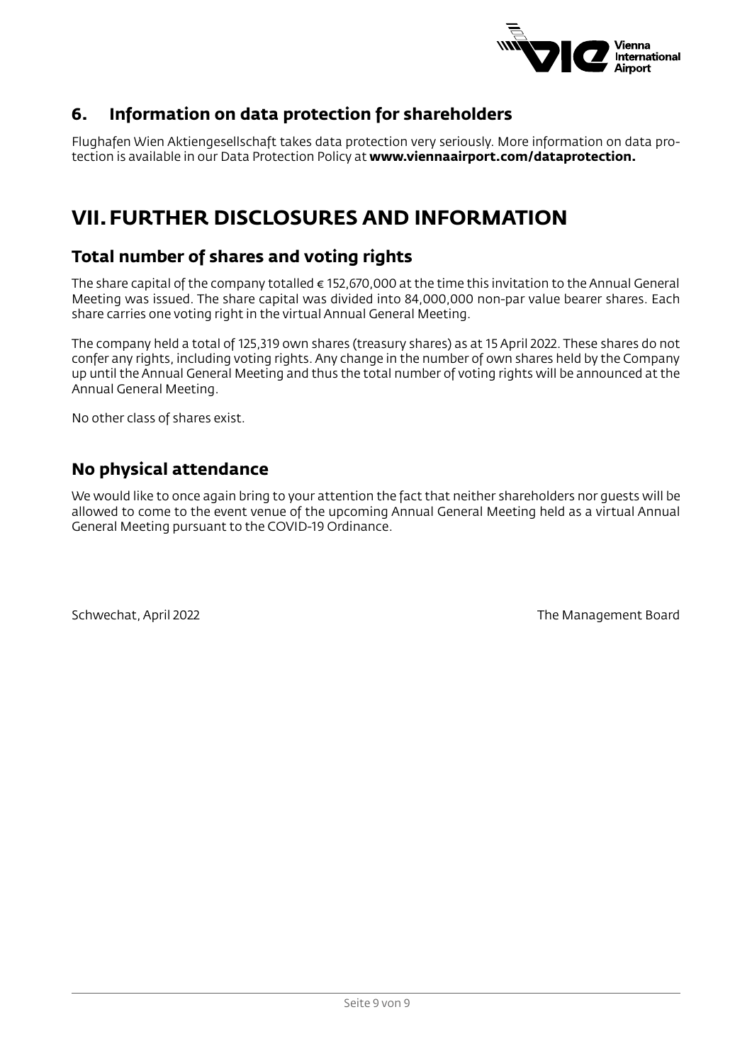## 6. Information on data protection for shareholders

Flughafen Wien Aktiengesellschaft takes data protection very seriously. More information on data protection is available in our Data Protection Policy at **www.viennaairport.com/dataprotection.**

# VII. FURTHER DISCLOSURES AND INFORMATION

## Total number of shares and voting rights

The share capital of the company totalled € 152,670,000 at the time this invitation to the Annual General Meeting was issued. The share capital was divided into 84,000,000 non-par value bearer shares. Each share carries one voting right in the virtual Annual General Meeting.

The company held a total of 125,319 own shares (treasury shares) as at 15 April 2022. These shares do not confer any rights, including voting rights. Any change in the number of own shares held by the Company up until the Annual General Meeting and thus the total number of voting rights will be announced at the Annual General Meeting.

No other class of shares exist.

## No physical attendance

We would like to once again bring to your attention the fact that neither shareholders nor guests will be allowed to come to the event venue of the upcoming Annual General Meeting held as a virtual Annual General Meeting pursuant to the COVID-19 Ordinance.

Schwechat, April 2022

The Management Board